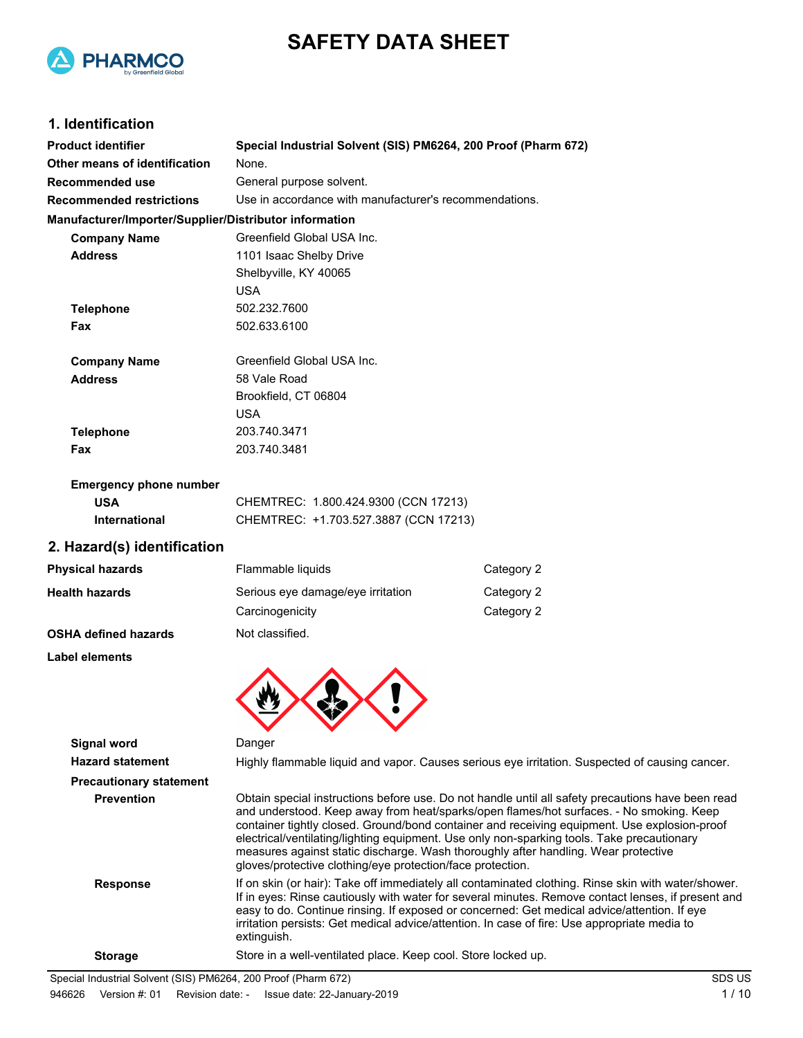# SAFETY DATA SHEET

## 1. Identification

| | |
|---|---|
| **Product identifier** | **Special Industrial Solvent (SIS) PM6264, 200 Proof (Pharm 672)** |
| **Other means of identification** | None. |
| **Recommended use** | General purpose solvent. |
| **Recommended restrictions** | Use in accordance with manufacturer's recommendations. |

**Manufacturer/Importer/Supplier/Distributor information**

| | |
|---|---|
| **Company Name** | Greenfield Global USA Inc. |
| **Address** | 1101 Isaac Shelby Drive<br>Shelbyville, KY 40065<br>USA |
| **Telephone** | 502.232.7600 |
| **Fax** | 502.633.6100 |
| **Company Name** | Greenfield Global USA Inc. |
| **Address** | 58 Vale Road<br>Brookfield, CT 06804<br>USA |
| **Telephone** | 203.740.3471 |
| **Fax** | 203.740.3481 |

**Emergency phone number**

| | |
|---|---|
| **USA** | CHEMTREC: 1.800.424.9300 (CCN 17213) |
| **International** | CHEMTREC: +1.703.527.3887 (CCN 17213) |

## 2. Hazard(s) identification

| | | |
|---|---|---|
| **Physical hazards** | Flammable liquids | Category 2 |
| **Health hazards** | Serious eye damage/eye irritation | Category 2 |
| | Carcinogenicity | Category 2 |
| **OSHA defined hazards** | Not classified. | |

**Label elements**

**Signal word** Danger

**Hazard statement** Highly flammable liquid and vapor. Causes serious eye irritation. Suspected of causing cancer.

**Precautionary statement**

**Prevention** Obtain special instructions before use. Do not handle until all safety precautions have been read and understood. Keep away from heat/sparks/open flames/hot surfaces. - No smoking. Keep container tightly closed. Ground/bond container and receiving equipment. Use explosion-proof electrical/ventilating/lighting equipment. Use only non-sparking tools. Take precautionary measures against static discharge. Wash thoroughly after handling. Wear protective gloves/protective clothing/eye protection/face protection.

**Response** If on skin (or hair): Take off immediately all contaminated clothing. Rinse skin with water/shower. If in eyes: Rinse cautiously with water for several minutes. Remove contact lenses, if present and easy to do. Continue rinsing. If exposed or concerned: Get medical advice/attention. If eye irritation persists: Get medical advice/attention. In case of fire: Use appropriate media to extinguish.

**Storage** Store in a well-ventilated place. Keep cool. Store locked up.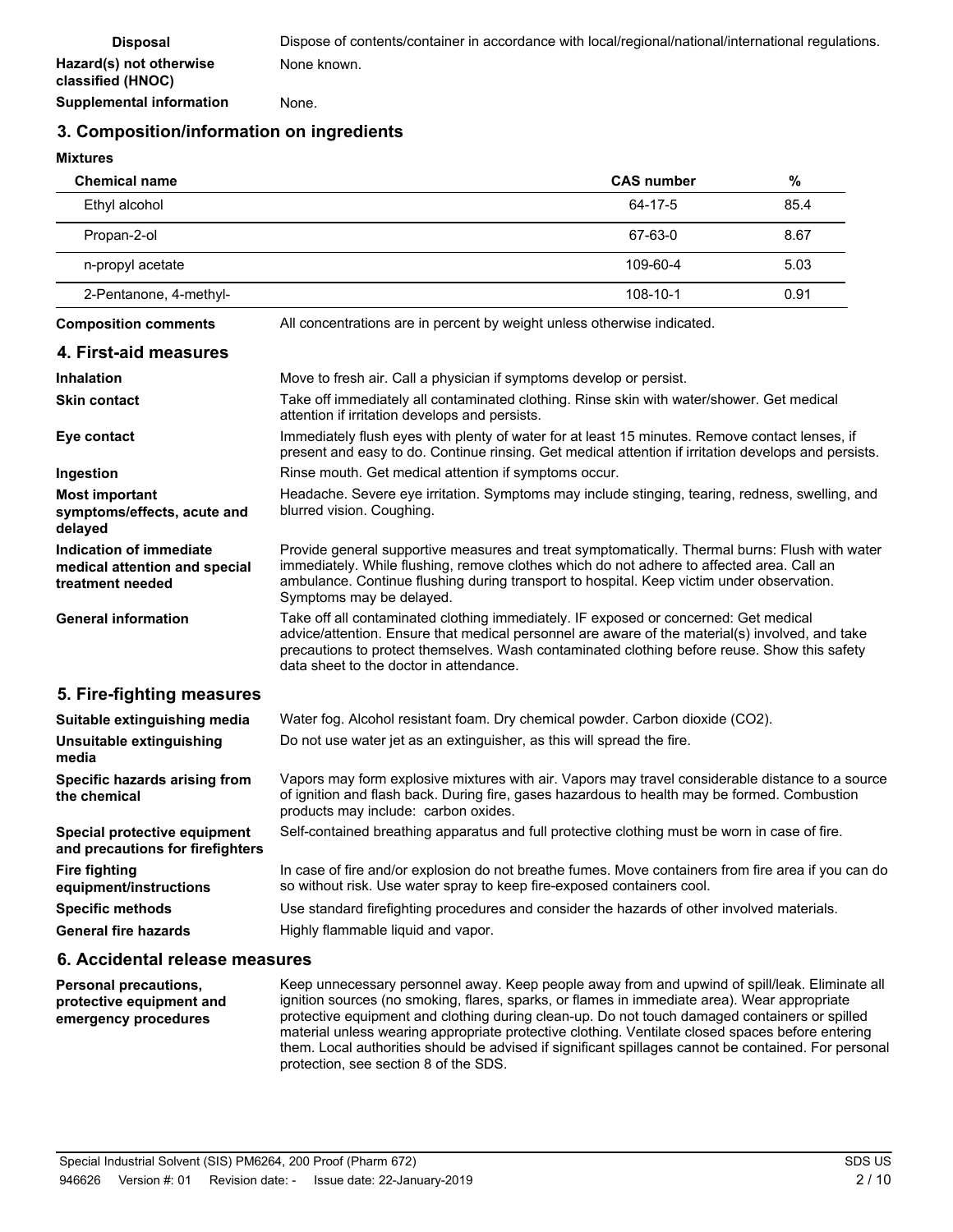**Disposal** Dispose of contents/container in accordance with local/regional/national/international regulations.

**Hazard(s) not otherwise classified (HNOC)** None known.

**Supplemental information** None.

## 3. Composition/information on ingredients

**Mixtures**

| Chemical name | CAS number | % |
|---|---|---|
| Ethyl alcohol | 64-17-5 | 85.4 |
| Propan-2-ol | 67-63-0 | 8.67 |
| n-propyl acetate | 109-60-4 | 5.03 |
| 2-Pentanone, 4-methyl- | 108-10-1 | 0.91 |

**Composition comments** All concentrations are in percent by weight unless otherwise indicated.

## 4. First-aid measures

**Inhalation** Move to fresh air. Call a physician if symptoms develop or persist.

**Skin contact** Take off immediately all contaminated clothing. Rinse skin with water/shower. Get medical attention if irritation develops and persists.

**Eye contact** Immediately flush eyes with plenty of water for at least 15 minutes. Remove contact lenses, if present and easy to do. Continue rinsing. Get medical attention if irritation develops and persists.

**Ingestion** Rinse mouth. Get medical attention if symptoms occur.

**Most important symptoms/effects, acute and delayed** Headache. Severe eye irritation. Symptoms may include stinging, tearing, redness, swelling, and blurred vision. Coughing.

**Indication of immediate medical attention and special treatment needed** Provide general supportive measures and treat symptomatically. Thermal burns: Flush with water immediately. While flushing, remove clothes which do not adhere to affected area. Call an ambulance. Continue flushing during transport to hospital. Keep victim under observation. Symptoms may be delayed.

**General information** Take off all contaminated clothing immediately. IF exposed or concerned: Get medical advice/attention. Ensure that medical personnel are aware of the material(s) involved, and take precautions to protect themselves. Wash contaminated clothing before reuse. Show this safety data sheet to the doctor in attendance.

## 5. Fire-fighting measures

**Suitable extinguishing media** Water fog. Alcohol resistant foam. Dry chemical powder. Carbon dioxide ($CO_2$).

**Unsuitable extinguishing media** Do not use water jet as an extinguisher, as this will spread the fire.

**Specific hazards arising from the chemical** Vapors may form explosive mixtures with air. Vapors may travel considerable distance to a source of ignition and flash back. During fire, gases hazardous to health may be formed. Combustion products may include: carbon oxides.

**Special protective equipment and precautions for firefighters** Self-contained breathing apparatus and full protective clothing must be worn in case of fire.

**Fire fighting equipment/instructions** In case of fire and/or explosion do not breathe fumes. Move containers from fire area if you can do so without risk. Use water spray to keep fire-exposed containers cool.

**Specific methods** Use standard firefighting procedures and consider the hazards of other involved materials.

**General fire hazards** Highly flammable liquid and vapor.

## 6. Accidental release measures

**Personal precautions, protective equipment and emergency procedures** Keep unnecessary personnel away. Keep people away from and upwind of spill/leak. Eliminate all ignition sources (no smoking, flares, sparks, or flames in immediate area). Wear appropriate protective equipment and clothing during clean-up. Do not touch damaged containers or spilled material unless wearing appropriate protective clothing. Ventilate closed spaces before entering them. Local authorities should be advised if significant spillages cannot be contained. For personal protection, see section 8 of the SDS.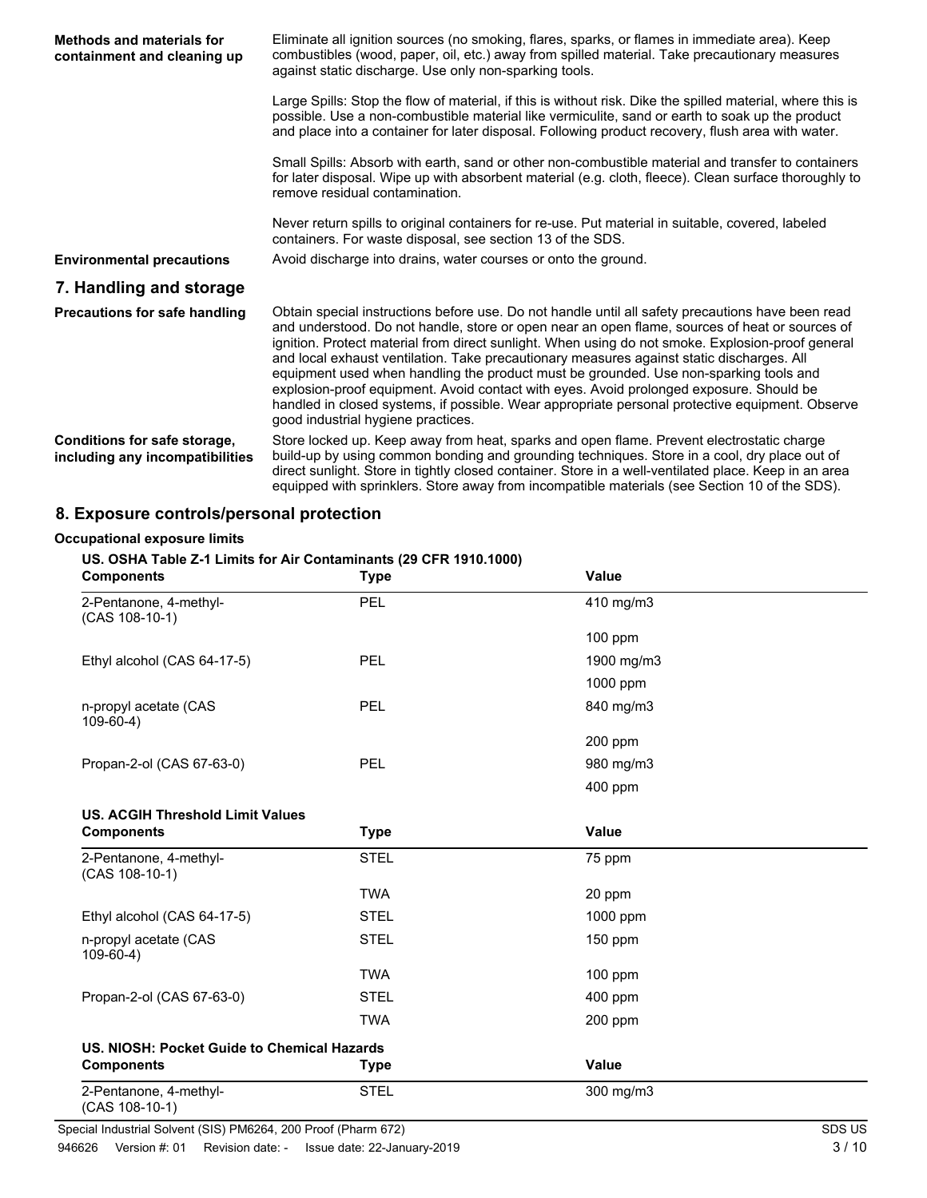**Methods and materials for containment and cleaning up**

Eliminate all ignition sources (no smoking, flares, sparks, or flames in immediate area). Keep combustibles (wood, paper, oil, etc.) away from spilled material. Take precautionary measures against static discharge. Use only non-sparking tools.

Large Spills: Stop the flow of material, if this is without risk. Dike the spilled material, where this is possible. Use a non-combustible material like vermiculite, sand or earth to soak up the product and place into a container for later disposal. Following product recovery, flush area with water.

Small Spills: Absorb with earth, sand or other non-combustible material and transfer to containers for later disposal. Wipe up with absorbent material (e.g. cloth, fleece). Clean surface thoroughly to remove residual contamination.

Never return spills to original containers for re-use. Put material in suitable, covered, labeled containers. For waste disposal, see section 13 of the SDS.

**Environmental precautions**

Avoid discharge into drains, water courses or onto the ground.

## 7. Handling and storage

**Precautions for safe handling**

Obtain special instructions before use. Do not handle until all safety precautions have been read and understood. Do not handle, store or open near an open flame, sources of heat or sources of ignition. Protect material from direct sunlight. When using do not smoke. Explosion-proof general and local exhaust ventilation. Take precautionary measures against static discharges. All equipment used when handling the product must be grounded. Use non-sparking tools and explosion-proof equipment. Avoid contact with eyes. Avoid prolonged exposure. Should be handled in closed systems, if possible. Wear appropriate personal protective equipment. Observe good industrial hygiene practices.

**Conditions for safe storage, including any incompatibilities**

Store locked up. Keep away from heat, sparks and open flame. Prevent electrostatic charge build-up by using common bonding and grounding techniques. Store in a cool, dry place out of direct sunlight. Store in tightly closed container. Store in a well-ventilated place. Keep in an area equipped with sprinklers. Store away from incompatible materials (see Section 10 of the SDS).

## 8. Exposure controls/personal protection

### Occupational exposure limits

**US. OSHA Table Z-1 Limits for Air Contaminants (29 CFR 1910.1000)**

| Components | Type | Value |
|---|---|---|
| 2-Pentanone, 4-methyl- (CAS 108-10-1) | PEL | 410 mg/m3 |
| | | 100 ppm |
| Ethyl alcohol (CAS 64-17-5) | PEL | 1900 mg/m3 |
| | | 1000 ppm |
| n-propyl acetate (CAS 109-60-4) | PEL | 840 mg/m3 |
| | | 200 ppm |
| Propan-2-ol (CAS 67-63-0) | PEL | 980 mg/m3 |
| | | 400 ppm |

**US. ACGIH Threshold Limit Values**

| Components | Type | Value |
|---|---|---|
| 2-Pentanone, 4-methyl- (CAS 108-10-1) | STEL | 75 ppm |
| | TWA | 20 ppm |
| Ethyl alcohol (CAS 64-17-5) | STEL | 1000 ppm |
| n-propyl acetate (CAS 109-60-4) | STEL | 150 ppm |
| | TWA | 100 ppm |
| Propan-2-ol (CAS 67-63-0) | STEL | 400 ppm |
| | TWA | 200 ppm |

**US. NIOSH: Pocket Guide to Chemical Hazards**

| Components | Type | Value |
|---|---|---|
| 2-Pentanone, 4-methyl- (CAS 108-10-1) | STEL | 300 mg/m3 |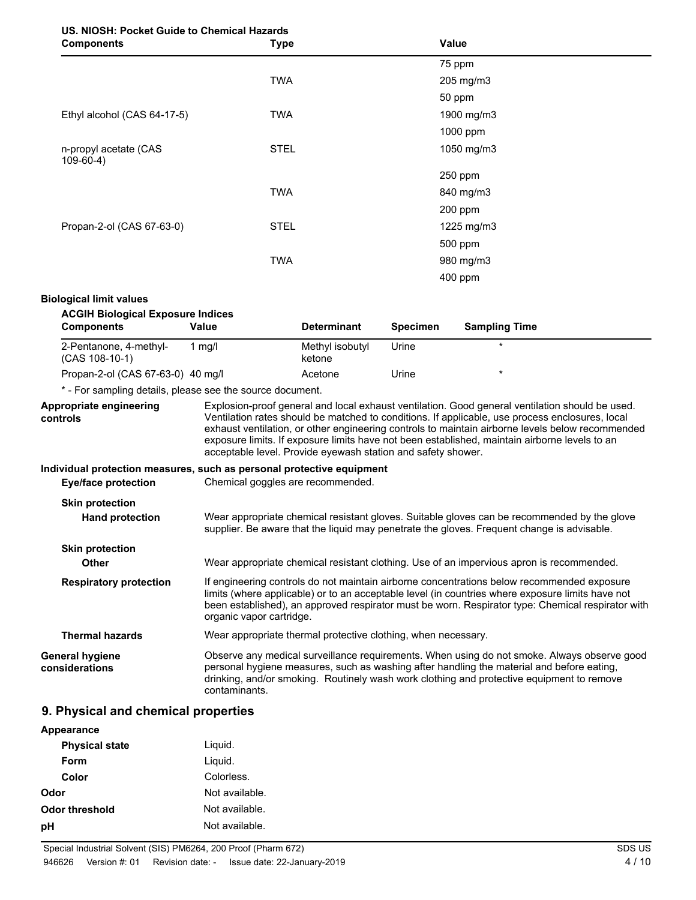**US. NIOSH: Pocket Guide to Chemical Hazards**

| Components | Type | Value |
|---|---|---|
| | | 75 ppm |
| | TWA | 205 mg/m3 |
| | | 50 ppm |
| Ethyl alcohol (CAS 64-17-5) | TWA | 1900 mg/m3 |
| | | 1000 ppm |
| n-propyl acetate (CAS 109-60-4) | STEL | 1050 mg/m3 |
| | | 250 ppm |
| | TWA | 840 mg/m3 |
| | | 200 ppm |
| Propan-2-ol (CAS 67-63-0) | STEL | 1225 mg/m3 |
| | | 500 ppm |
| | TWA | 980 mg/m3 |
| | | 400 ppm |

**Biological limit values**

**ACGIH Biological Exposure Indices**

| Components | Value | Determinant | Specimen | Sampling Time |
|---|---|---|---|---|
| 2-Pentanone, 4-methyl- (CAS 108-10-1) | 1 mg/l | Methyl isobutyl ketone | Urine | * |
| Propan-2-ol (CAS 67-63-0) | 40 mg/l | Acetone | Urine | * |

* - For sampling details, please see the source document.

**Appropriate engineering controls**
Explosion-proof general and local exhaust ventilation. Good general ventilation should be used. Ventilation rates should be matched to conditions. If applicable, use process enclosures, local exhaust ventilation, or other engineering controls to maintain airborne levels below recommended exposure limits. If exposure limits have not been established, maintain airborne levels to an acceptable level. Provide eyewash station and safety shower.

**Individual protection measures, such as personal protective equipment**

**Eye/face protection**
Chemical goggles are recommended.

**Skin protection**

**Hand protection**
Wear appropriate chemical resistant gloves. Suitable gloves can be recommended by the glove supplier. Be aware that the liquid may penetrate the gloves. Frequent change is advisable.

**Skin protection**

**Other**
Wear appropriate chemical resistant clothing. Use of an impervious apron is recommended.

**Respiratory protection**
If engineering controls do not maintain airborne concentrations below recommended exposure limits (where applicable) or to an acceptable level (in countries where exposure limits have not been established), an approved respirator must be worn. Respirator type: Chemical respirator with organic vapor cartridge.

**Thermal hazards**
Wear appropriate thermal protective clothing, when necessary.

**General hygiene considerations**
Observe any medical surveillance requirements. When using do not smoke. Always observe good personal hygiene measures, such as washing after handling the material and before eating, drinking, and/or smoking. Routinely wash work clothing and protective equipment to remove contaminants.

## 9. Physical and chemical properties

**Appearance**

| | |
|---|---|
| **Physical state** | Liquid. |
| **Form** | Liquid. |
| **Color** | Colorless. |
| **Odor** | Not available. |
| **Odor threshold** | Not available. |
| **pH** | Not available. |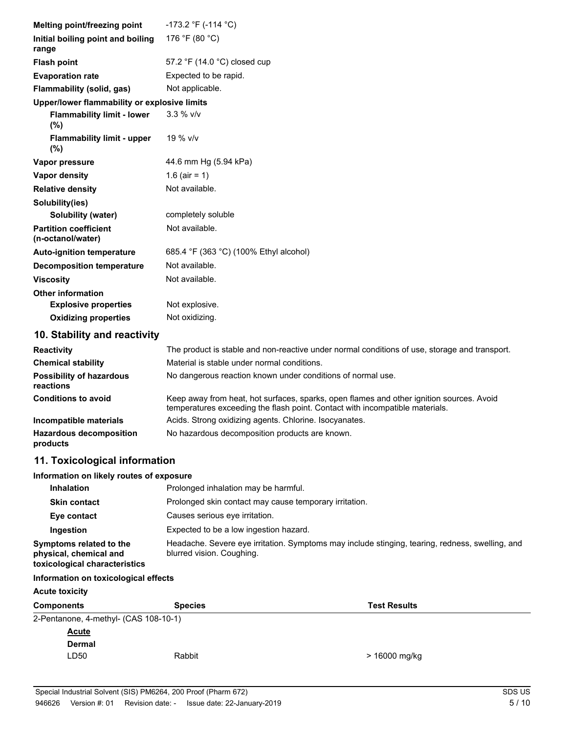| | |
|---|---|
| **Melting point/freezing point** | -173.2 °F (-114 °C) |
| **Initial boiling point and boiling range** | 176 °F (80 °C) |
| **Flash point** | 57.2 °F (14.0 °C) closed cup |
| **Evaporation rate** | Expected to be rapid. |
| **Flammability (solid, gas)** | Not applicable. |
| **Upper/lower flammability or explosive limits** | |
| **Flammability limit - lower (%)** | 3.3 % v/v |
| **Flammability limit - upper (%)** | 19 % v/v |
| **Vapor pressure** | 44.6 mm Hg (5.94 kPa) |
| **Vapor density** | 1.6 (air = 1) |
| **Relative density** | Not available. |
| **Solubility(ies)** | |
| **Solubility (water)** | completely soluble |
| **Partition coefficient (n-octanol/water)** | Not available. |
| **Auto-ignition temperature** | 685.4 °F (363 °C) (100% Ethyl alcohol) |
| **Decomposition temperature** | Not available. |
| **Viscosity** | Not available. |
| **Other information** | |
| **Explosive properties** | Not explosive. |
| **Oxidizing properties** | Not oxidizing. |

## 10. Stability and reactivity

| | |
|---|---|
| **Reactivity** | The product is stable and non-reactive under normal conditions of use, storage and transport. |
| **Chemical stability** | Material is stable under normal conditions. |
| **Possibility of hazardous reactions** | No dangerous reaction known under conditions of normal use. |
| **Conditions to avoid** | Keep away from heat, hot surfaces, sparks, open flames and other ignition sources. Avoid temperatures exceeding the flash point. Contact with incompatible materials. |
| **Incompatible materials** | Acids. Strong oxidizing agents. Chlorine. Isocyanates. |
| **Hazardous decomposition products** | No hazardous decomposition products are known. |

## 11. Toxicological information

**Information on likely routes of exposure**

| | |
|---|---|
| **Inhalation** | Prolonged inhalation may be harmful. |
| **Skin contact** | Prolonged skin contact may cause temporary irritation. |
| **Eye contact** | Causes serious eye irritation. |
| **Ingestion** | Expected to be a low ingestion hazard. |
| **Symptoms related to the physical, chemical and toxicological characteristics** | Headache. Severe eye irritation. Symptoms may include stinging, tearing, redness, swelling, and blurred vision. Coughing. |

**Information on toxicological effects**

**Acute toxicity**

| Components | Species | Test Results |
|---|---|---|
| 2-Pentanone, 4-methyl- (CAS 108-10-1) | | |
| **Acute** | | |
| **Dermal** | | |
| LD50 | Rabbit | > 16000 mg/kg |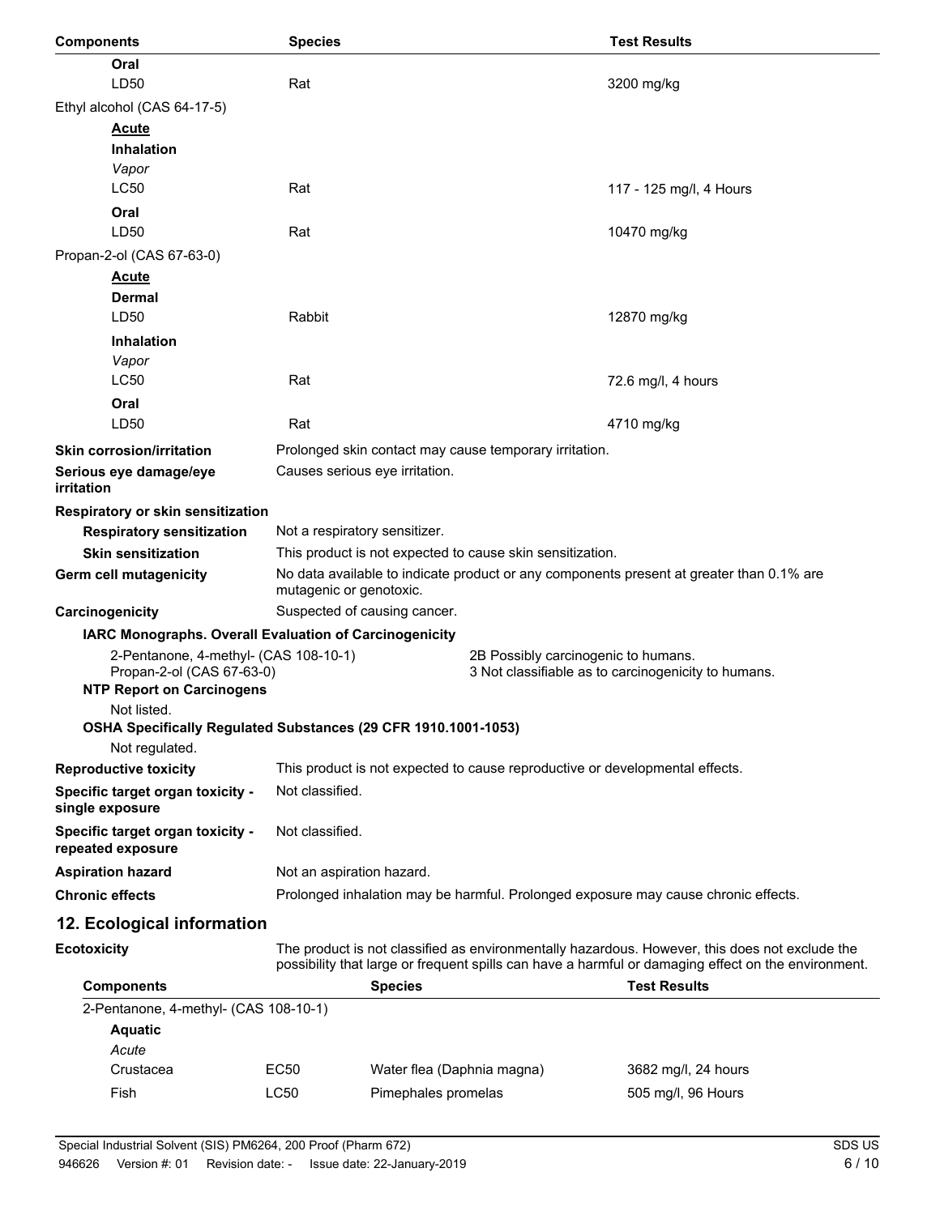| Components | Species | Test Results |
|---|---|---|
| **Oral** | | |
| LD50 | Rat | 3200 mg/kg |
| Ethyl alcohol (CAS 64-17-5) | | |
| **Acute** | | |
| **Inhalation** | | |
| *Vapor* | | |
| LC50 | Rat | 117 - 125 mg/l, 4 Hours |
| **Oral** | | |
| LD50 | Rat | 10470 mg/kg |
| Propan-2-ol (CAS 67-63-0) | | |
| **Acute** | | |
| **Dermal** | | |
| LD50 | Rabbit | 12870 mg/kg |
| **Inhalation** | | |
| *Vapor* | | |
| LC50 | Rat | 72.6 mg/l, 4 hours |
| **Oral** | | |
| LD50 | Rat | 4710 mg/kg |

**Skin corrosion/irritation** Prolonged skin contact may cause temporary irritation.

**Serious eye damage/eye irritation** Causes serious eye irritation.

**Respiratory or skin sensitization**

**Respiratory sensitization** Not a respiratory sensitizer.

**Skin sensitization** This product is not expected to cause skin sensitization.

**Germ cell mutagenicity** No data available to indicate product or any components present at greater than 0.1% are mutagenic or genotoxic.

**Carcinogenicity** Suspected of causing cancer.

**IARC Monographs. Overall Evaluation of Carcinogenicity**

| | |
|---|---|
| 2-Pentanone, 4-methyl- (CAS 108-10-1) | 2B Possibly carcinogenic to humans. |
| Propan-2-ol (CAS 67-63-0) | 3 Not classifiable as to carcinogenicity to humans. |

**NTP Report on Carcinogens**

Not listed.

**OSHA Specifically Regulated Substances (29 CFR 1910.1001-1053)**

Not regulated.

**Reproductive toxicity** This product is not expected to cause reproductive or developmental effects.

**Specific target organ toxicity - single exposure** Not classified.

**Specific target organ toxicity - repeated exposure** Not classified.

**Aspiration hazard** Not an aspiration hazard.

**Chronic effects** Prolonged inhalation may be harmful. Prolonged exposure may cause chronic effects.

## 12. Ecological information

**Ecotoxicity** The product is not classified as environmentally hazardous. However, this does not exclude the possibility that large or frequent spills can have a harmful or damaging effect on the environment.

| Components | | Species | Test Results |
|---|---|---|---|
| 2-Pentanone, 4-methyl- (CAS 108-10-1) | | | |
| **Aquatic** | | | |
| *Acute* | | | |
| Crustacea | EC50 | Water flea (Daphnia magna) | 3682 mg/l, 24 hours |
| Fish | LC50 | Pimephales promelas | 505 mg/l, 96 Hours |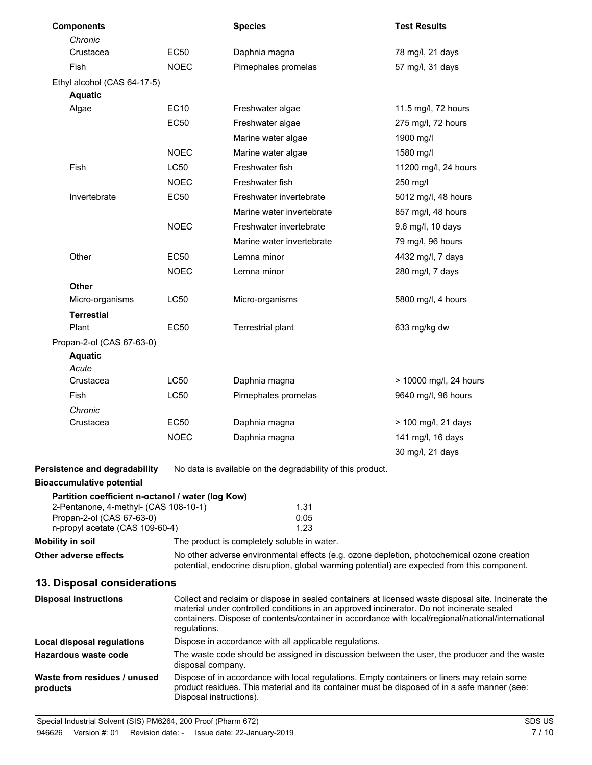| Components | | Species | Test Results |
|---|---|---|---|
| *Chronic* | | | |
| Crustacea | EC50 | Daphnia magna | 78 mg/l, 21 days |
| Fish | NOEC | Pimephales promelas | 57 mg/l, 31 days |
| Ethyl alcohol (CAS 64-17-5) | | | |
| **Aquatic** | | | |
| Algae | EC10 | Freshwater algae | 11.5 mg/l, 72 hours |
| | EC50 | Freshwater algae | 275 mg/l, 72 hours |
| | | Marine water algae | 1900 mg/l |
| | NOEC | Marine water algae | 1580 mg/l |
| Fish | LC50 | Freshwater fish | 11200 mg/l, 24 hours |
| | NOEC | Freshwater fish | 250 mg/l |
| Invertebrate | EC50 | Freshwater invertebrate | 5012 mg/l, 48 hours |
| | | Marine water invertebrate | 857 mg/l, 48 hours |
| | NOEC | Freshwater invertebrate | 9.6 mg/l, 10 days |
| | | Marine water invertebrate | 79 mg/l, 96 hours |
| Other | EC50 | Lemna minor | 4432 mg/l, 7 days |
| | NOEC | Lemna minor | 280 mg/l, 7 days |
| **Other** | | | |
| Micro-organisms | LC50 | Micro-organisms | 5800 mg/l, 4 hours |
| **Terrestrial** | | | |
| Plant | EC50 | Terrestrial plant | 633 mg/kg dw |
| Propan-2-ol (CAS 67-63-0) | | | |
| **Aquatic** | | | |
| *Acute* | | | |
| Crustacea | LC50 | Daphnia magna | > 10000 mg/l, 24 hours |
| Fish | LC50 | Pimephales promelas | 9640 mg/l, 96 hours |
| *Chronic* | | | |
| Crustacea | EC50 | Daphnia magna | > 100 mg/l, 21 days |
| | NOEC | Daphnia magna | 141 mg/l, 16 days |
| | | | 30 mg/l, 21 days |

**Persistence and degradability** No data is available on the degradability of this product.

**Bioaccumulative potential**

**Partition coefficient n-octanol / water (log Kow)**

| | |
|---|---|
| 2-Pentanone, 4-methyl- (CAS 108-10-1) | 1.31 |
| Propan-2-ol (CAS 67-63-0) | 0.05 |
| n-propyl acetate (CAS 109-60-4) | 1.23 |

**Mobility in soil** The product is completely soluble in water.

**Other adverse effects** No other adverse environmental effects (e.g. ozone depletion, photochemical ozone creation potential, endocrine disruption, global warming potential) are expected from this component.

## 13. Disposal considerations

**Disposal instructions** Collect and reclaim or dispose in sealed containers at licensed waste disposal site. Incinerate the material under controlled conditions in an approved incinerator. Do not incinerate sealed containers. Dispose of contents/container in accordance with local/regional/national/international regulations.

**Local disposal regulations** Dispose in accordance with all applicable regulations.

**Hazardous waste code** The waste code should be assigned in discussion between the user, the producer and the waste disposal company.

**Waste from residues / unused products** Dispose of in accordance with local regulations. Empty containers or liners may retain some product residues. This material and its container must be disposed of in a safe manner (see: Disposal instructions).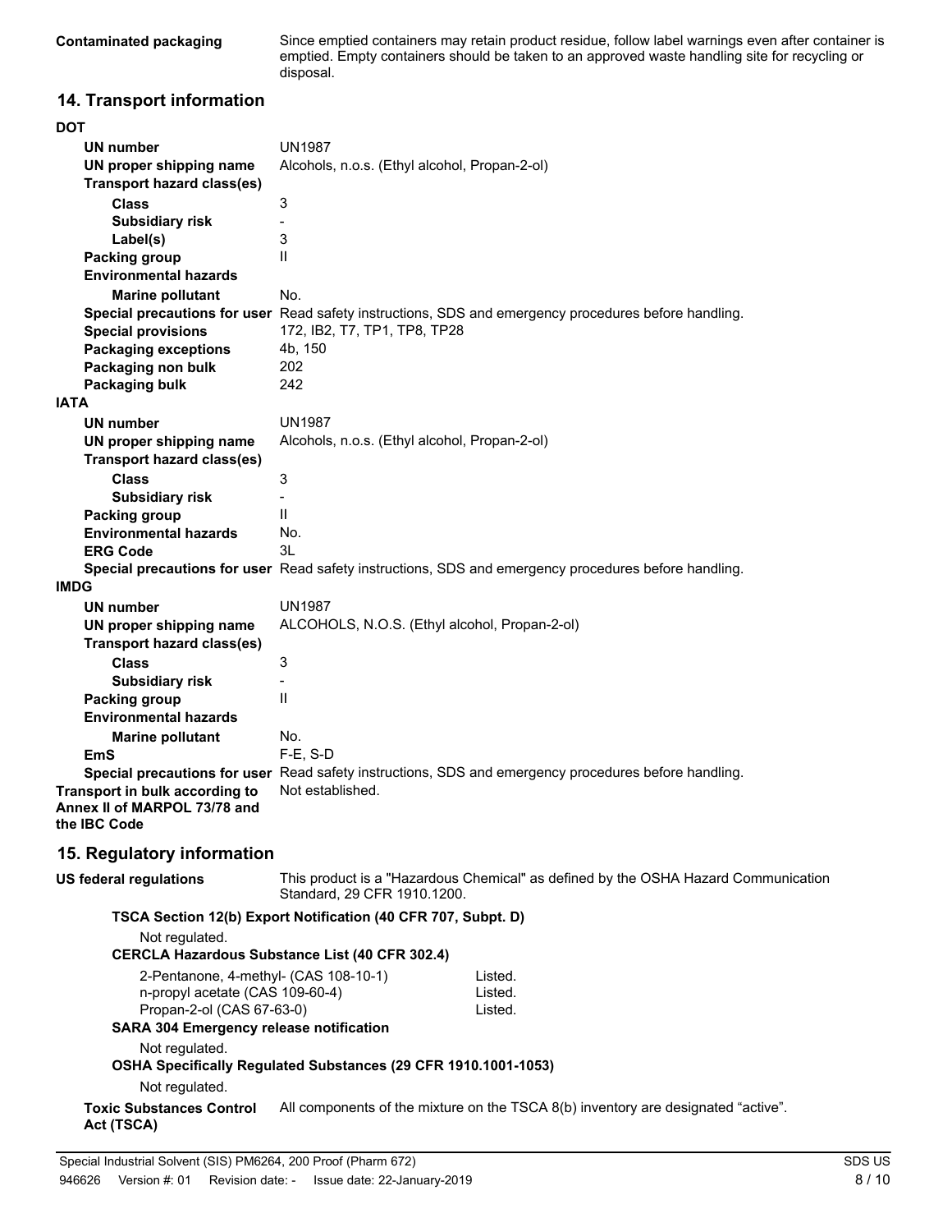| | |
|---|---|
| **Contaminated packaging** | Since emptied containers may retain product residue, follow label warnings even after container is emptied. Empty containers should be taken to an approved waste handling site for recycling or disposal. |

## 14. Transport information

**DOT**

| | |
|---|---|
| **UN number** | UN1987 |
| **UN proper shipping name** | Alcohols, n.o.s. (Ethyl alcohol, Propan-2-ol) |
| **Transport hazard class(es)** | |
| **Class** | 3 |
| **Subsidiary risk** | - |
| **Label(s)** | 3 |
| **Packing group** | II |
| **Environmental hazards** | |
| **Marine pollutant** | No. |
| **Special precautions for user** | Read safety instructions, SDS and emergency procedures before handling. |
| **Special provisions** | 172, IB2, T7, TP1, TP8, TP28 |
| **Packaging exceptions** | 4b, 150 |
| **Packaging non bulk** | 202 |
| **Packaging bulk** | 242 |

**IATA**

| | |
|---|---|
| **UN number** | UN1987 |
| **UN proper shipping name** | Alcohols, n.o.s. (Ethyl alcohol, Propan-2-ol) |
| **Transport hazard class(es)** | |
| **Class** | 3 |
| **Subsidiary risk** | - |
| **Packing group** | II |
| **Environmental hazards** | No. |
| **ERG Code** | 3L |
| **Special precautions for user** | Read safety instructions, SDS and emergency procedures before handling. |

**IMDG**

| | |
|---|---|
| **UN number** | UN1987 |
| **UN proper shipping name** | ALCOHOLS, N.O.S. (Ethyl alcohol, Propan-2-ol) |
| **Transport hazard class(es)** | |
| **Class** | 3 |
| **Subsidiary risk** | - |
| **Packing group** | II |
| **Environmental hazards** | |
| **Marine pollutant** | No. |
| **EmS** | F-E, S-D |
| **Special precautions for user** | Read safety instructions, SDS and emergency procedures before handling. |

| | |
|---|---|
| **Transport in bulk according to Annex II of MARPOL 73/78 and the IBC Code** | Not established. |

## 15. Regulatory information

| | |
|---|---|
| **US federal regulations** | This product is a "Hazardous Chemical" as defined by the OSHA Hazard Communication Standard, 29 CFR 1910.1200. |

**TSCA Section 12(b) Export Notification (40 CFR 707, Subpt. D)**

Not regulated.

**CERCLA Hazardous Substance List (40 CFR 302.4)**

| | |
|---|---|
| 2-Pentanone, 4-methyl- (CAS 108-10-1) | Listed. |
| n-propyl acetate (CAS 109-60-4) | Listed. |
| Propan-2-ol (CAS 67-63-0) | Listed. |

**SARA 304 Emergency release notification**

Not regulated.

**OSHA Specifically Regulated Substances (29 CFR 1910.1001-1053)**

Not regulated.

| | |
|---|---|
| **Toxic Substances Control Act (TSCA)** | All components of the mixture on the TSCA 8(b) inventory are designated “active”. |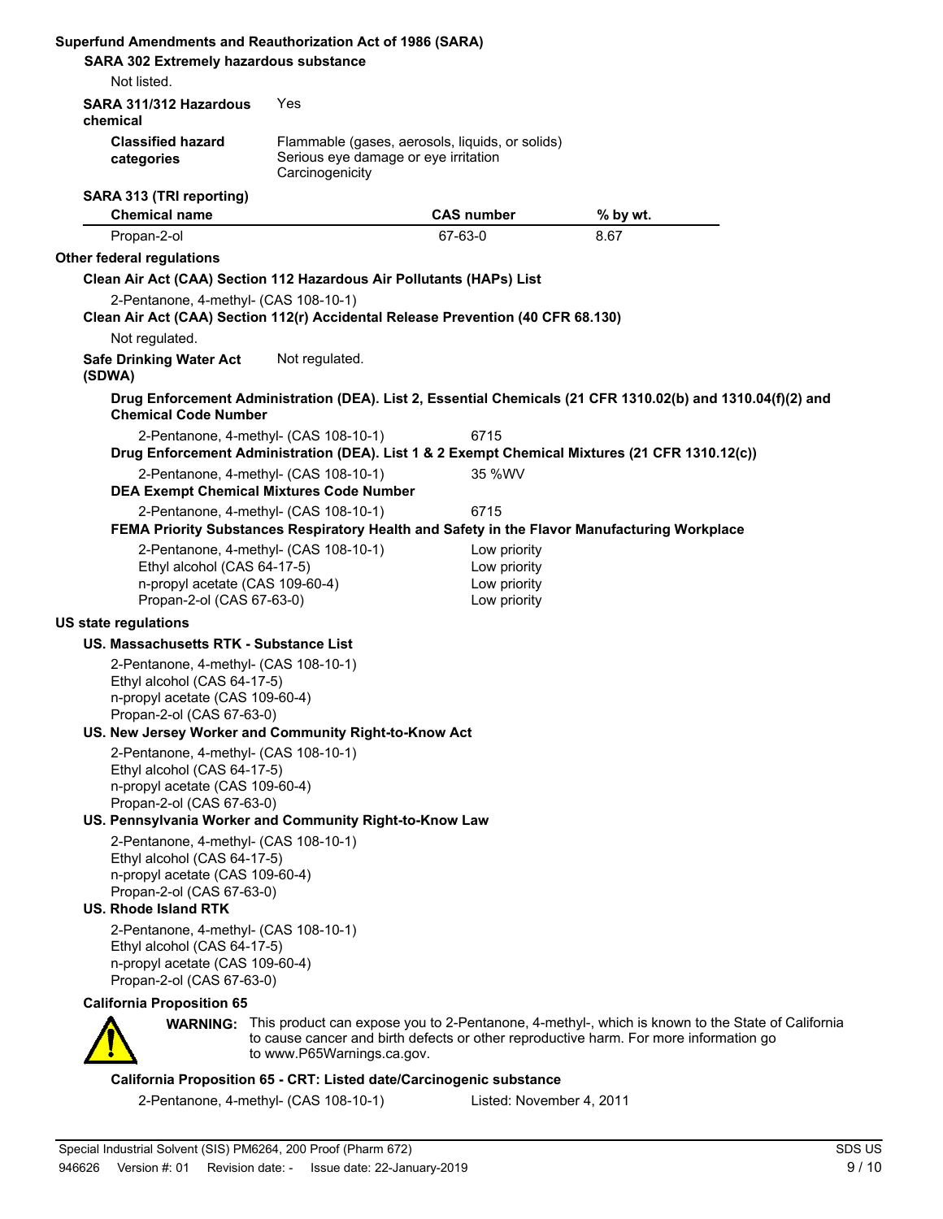**Superfund Amendments and Reauthorization Act of 1986 (SARA)**

**SARA 302 Extremely hazardous substance**

Not listed.

**SARA 311/312 Hazardous chemical** Yes

**Classified hazard categories**
Flammable (gases, aerosols, liquids, or solids)
Serious eye damage or eye irritation
Carcinogenicity

**SARA 313 (TRI reporting)**

| Chemical name | CAS number | % by wt. |
|---|---|---|
| Propan-2-ol | 67-63-0 | 8.67 |

**Other federal regulations**

**Clean Air Act (CAA) Section 112 Hazardous Air Pollutants (HAPs) List**

2-Pentanone, 4-methyl- (CAS 108-10-1)

**Clean Air Act (CAA) Section 112(r) Accidental Release Prevention (40 CFR 68.130)**

Not regulated.

**Safe Drinking Water Act (SDWA)** Not regulated.

**Drug Enforcement Administration (DEA). List 2, Essential Chemicals (21 CFR 1310.02(b) and 1310.04(f)(2) and Chemical Code Number**

2-Pentanone, 4-methyl- (CAS 108-10-1) 6715

**Drug Enforcement Administration (DEA). List 1 & 2 Exempt Chemical Mixtures (21 CFR 1310.12(c))**

2-Pentanone, 4-methyl- (CAS 108-10-1) 35 %WV

**DEA Exempt Chemical Mixtures Code Number**

2-Pentanone, 4-methyl- (CAS 108-10-1) 6715

**FEMA Priority Substances Respiratory Health and Safety in the Flavor Manufacturing Workplace**

| | |
|---|---|
| 2-Pentanone, 4-methyl- (CAS 108-10-1) | Low priority |
| Ethyl alcohol (CAS 64-17-5) | Low priority |
| n-propyl acetate (CAS 109-60-4) | Low priority |
| Propan-2-ol (CAS 67-63-0) | Low priority |

**US state regulations**

**US. Massachusetts RTK - Substance List**

2-Pentanone, 4-methyl- (CAS 108-10-1)
Ethyl alcohol (CAS 64-17-5)
n-propyl acetate (CAS 109-60-4)
Propan-2-ol (CAS 67-63-0)

**US. New Jersey Worker and Community Right-to-Know Act**

2-Pentanone, 4-methyl- (CAS 108-10-1)
Ethyl alcohol (CAS 64-17-5)
n-propyl acetate (CAS 109-60-4)
Propan-2-ol (CAS 67-63-0)

**US. Pennsylvania Worker and Community Right-to-Know Law**

2-Pentanone, 4-methyl- (CAS 108-10-1)
Ethyl alcohol (CAS 64-17-5)
n-propyl acetate (CAS 109-60-4)
Propan-2-ol (CAS 67-63-0)

**US. Rhode Island RTK**

2-Pentanone, 4-methyl- (CAS 108-10-1)
Ethyl alcohol (CAS 64-17-5)
n-propyl acetate (CAS 109-60-4)
Propan-2-ol (CAS 67-63-0)

**California Proposition 65**

**WARNING:** This product can expose you to 2-Pentanone, 4-methyl-, which is known to the State of California to cause cancer and birth defects or other reproductive harm. For more information go to www.P65Warnings.ca.gov.

**California Proposition 65 - CRT: Listed date/Carcinogenic substance**

2-Pentanone, 4-methyl- (CAS 108-10-1) Listed: November 4, 2011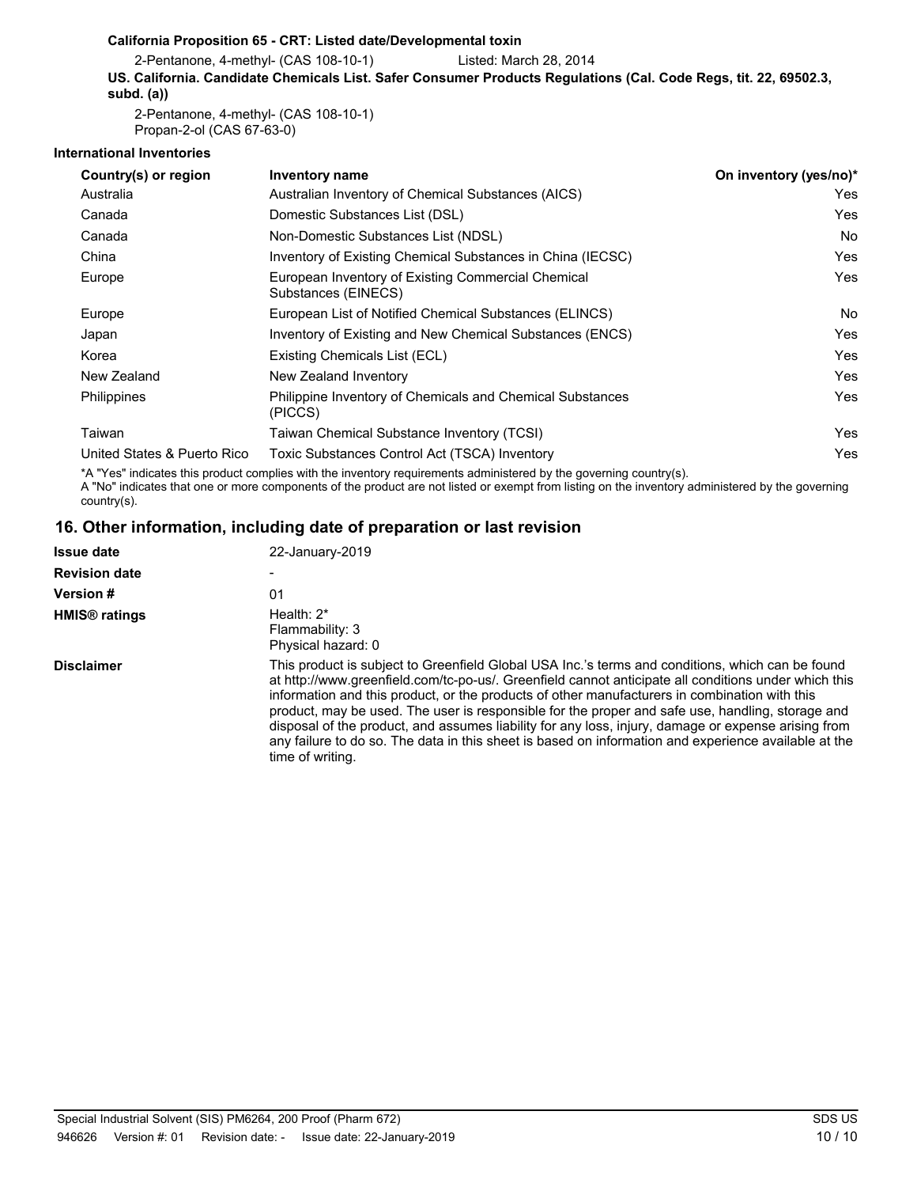**California Proposition 65 - CRT: Listed date/Developmental toxin**

2-Pentanone, 4-methyl- (CAS 108-10-1) Listed: March 28, 2014

**US. California. Candidate Chemicals List. Safer Consumer Products Regulations (Cal. Code Regs, tit. 22, 69502.3, subd. (a))**

2-Pentanone, 4-methyl- (CAS 108-10-1)
Propan-2-ol (CAS 67-63-0)

**International Inventories**

| Country(s) or region | Inventory name | On inventory (yes/no)* |
|---|---|---|
| Australia | Australian Inventory of Chemical Substances (AICS) | Yes |
| Canada | Domestic Substances List (DSL) | Yes |
| Canada | Non-Domestic Substances List (NDSL) | No |
| China | Inventory of Existing Chemical Substances in China (IECSC) | Yes |
| Europe | European Inventory of Existing Commercial Chemical Substances (EINECS) | Yes |
| Europe | European List of Notified Chemical Substances (ELINCS) | No |
| Japan | Inventory of Existing and New Chemical Substances (ENCS) | Yes |
| Korea | Existing Chemicals List (ECL) | Yes |
| New Zealand | New Zealand Inventory | Yes |
| Philippines | Philippine Inventory of Chemicals and Chemical Substances (PICCS) | Yes |
| Taiwan | Taiwan Chemical Substance Inventory (TCSI) | Yes |
| United States & Puerto Rico | Toxic Substances Control Act (TSCA) Inventory | Yes |

*A "Yes" indicates this product complies with the inventory requirements administered by the governing country(s).
A "No" indicates that one or more components of the product are not listed or exempt from listing on the inventory administered by the governing country(s).

## 16. Other information, including date of preparation or last revision

| | |
|---|---|
| **Issue date** | 22-January-2019 |
| **Revision date** | - |
| **Version #** | 01 |
| **HMIS® ratings** | Health: 2*<br>Flammability: 3<br>Physical hazard: 0 |
| **Disclaimer** | This product is subject to Greenfield Global USA Inc.'s terms and conditions, which can be found at http://www.greenfield.com/tc-po-us/. Greenfield cannot anticipate all conditions under which this information and this product, or the products of other manufacturers in combination with this product, may be used. The user is responsible for the proper and safe use, handling, storage and disposal of the product, and assumes liability for any loss, injury, damage or expense arising from any failure to do so. The data in this sheet is based on information and experience available at the time of writing. |